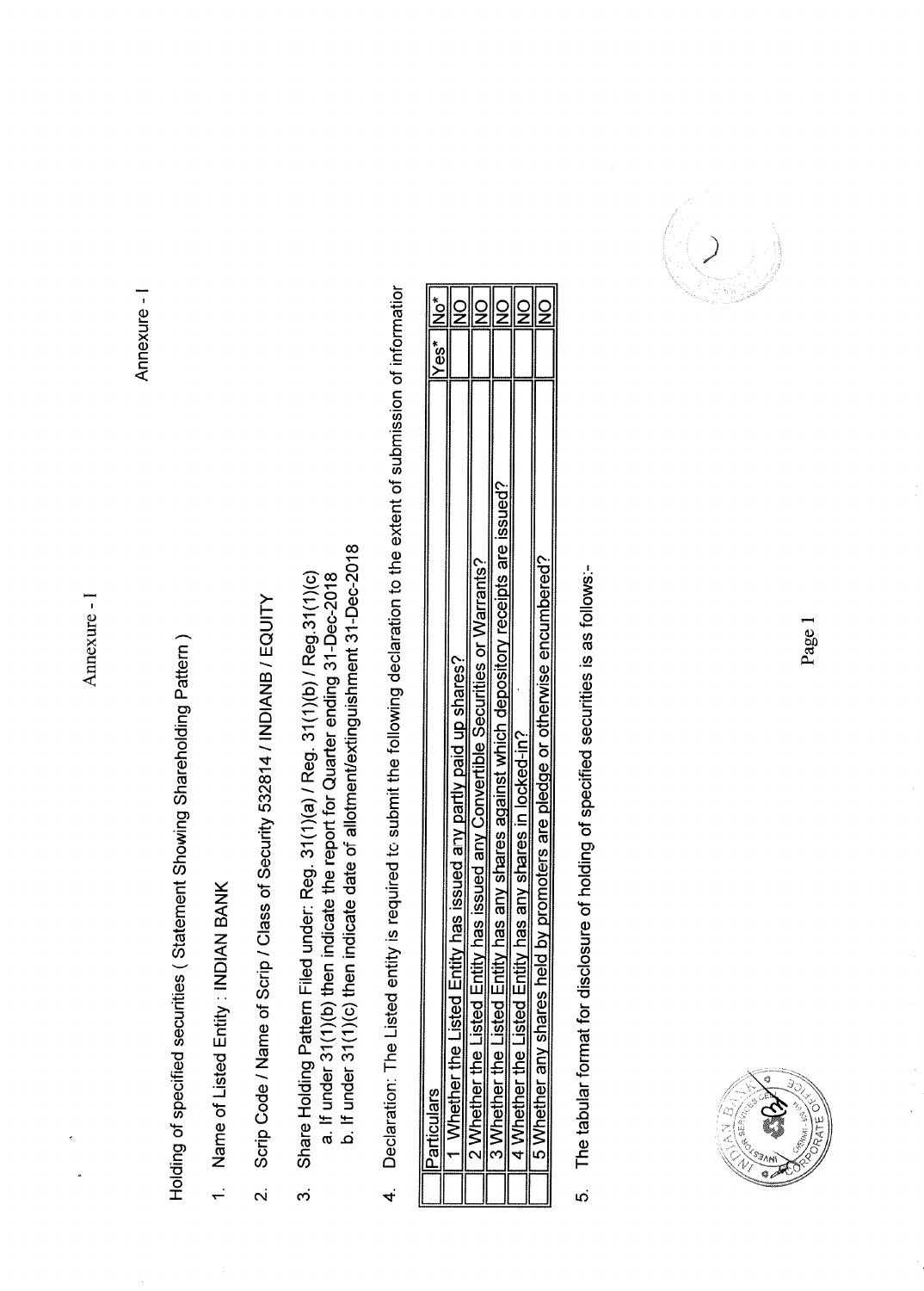Annexure - I

Holding of specified securities ( Statement Showing Shareholding Pattern )

1. Name of Listed Entity : INDIAN BANK
2. Scrip Code / Name of Scrip / Class of Security 532814 / INDIANB / EQUITY
3. Share Holding Pattern Filed under: Reg. 31(1)(a) / Reg. 31(1)(b) / Reg.31(1)(c)
   a. If under 31(1)(b) then indicate the report for Quarter ending 31-Dec-2018
   b. If under 31(1)(c) then indicate date of allotment/extinguishment 31-Dec-2018
4. Declaration: The Listed entity is required to submit the following declaration to the extent of submission of informatior

| | Particulars | Yes* | No* |
|---|---|---|---|
| 1 | Whether the Listed Entity has issued any partly paid up shares? | | NO |
| 2 | Whether the Listed Entity has issued any Convertible Securities or Warrants? | | NO |
| 3 | Whether the Listed Entity has any shares against which depository receipts are issued? | | NO |
| 4 | Whether the Listed Entity has any shares in locked-in? | | NO |
| 5 | Whether any shares held by promoters are pledge or otherwise encumbered? | | NO |

5. The tabular format for disclosure of holding of specified securities is as follows:-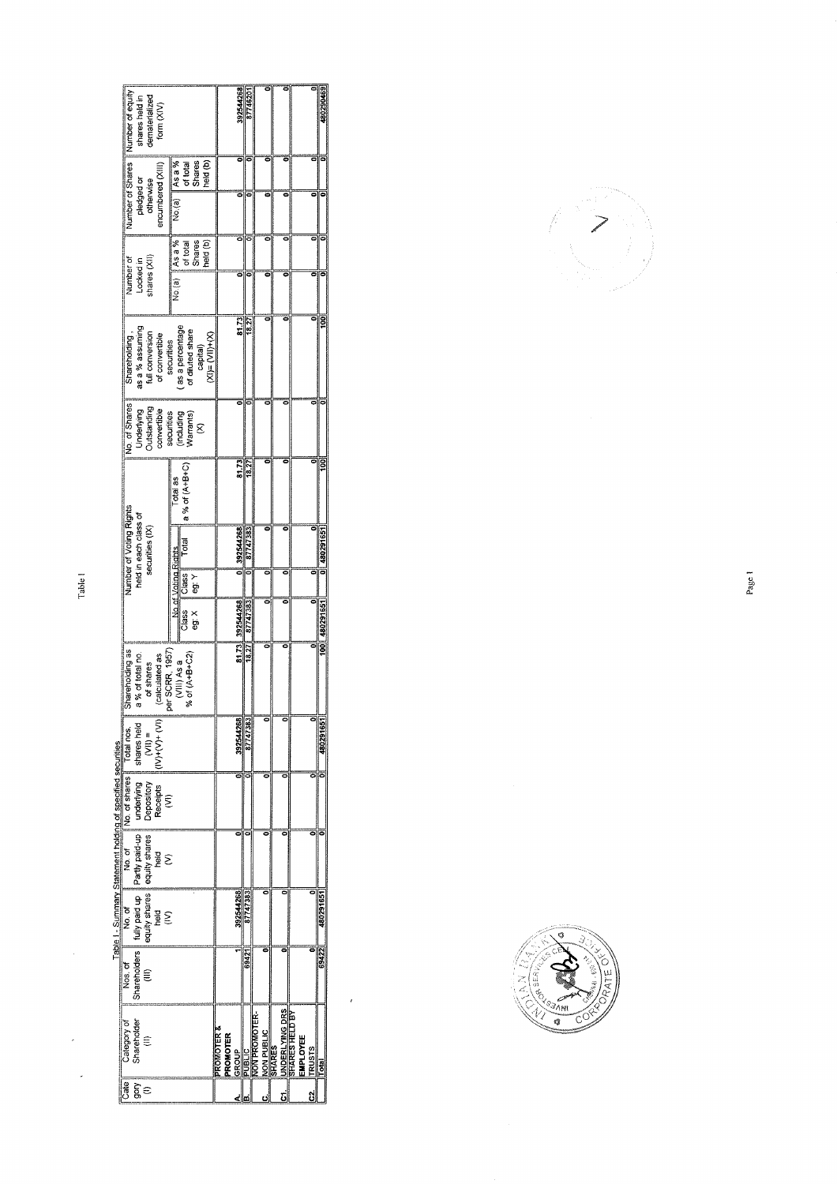Table I

Table I - Summary Statement holding of specified securities

| Category (I) | Category of Shareholder (II) | Nos. of Shareholders (III) | No. of fully paid up equity shares held (IV) | No. of Partly paid-up equity shares held (V) | No. of shares underlying Depository Receipts (VI) | Total nos. shares held (VII) = (IV)+(V)+ (VI) | Shareholding as a % of total no. of shares (calculated as per SCRR, 1957) (VIII) As a % of (A+B+C2) | Number of Voting Rights held in each class of securities (IX) | | | | No. of Shares Underlying Outstanding convertible securities (including Warrants) (X) | Shareholding, as a % assuming full conversion of convertible securities ( as a percentage of diluted share capital) (XI)= (VII)+(X) | Number of Locked in shares (XII) | | Number of Shares pledged or otherwise encumbered (XIII) | | Number of equity shares held in dematerialized form (XIV) |
|---|---|---|---|---|---|---|---|---|---|---|---|---|---|---|---|---|---|---|
| | | | | | | | | No of Voting Rights | | | Total as a % of (A+B+C) | | | No.(a) | As a % of total Shares held (b) | No.(a) | As a % of total Shares held (b) | |
| | | | | | | | | Class eg: X | Class eg: Y | Total | | | | | | | | |
| A. | PROMOTER & PROMOTER GROUP | 1 | 392544268 | 0 | | 392544268 | 81.73 | 392544268 | 0 | 392544268 | 81.73 | 0 | 81.73 | 0 | 0 | 0 | 0 | 392544268 |
| B. | PUBLIC | 69421 | 87747383 | 0 | | 87747383 | 18.27 | 87747383 | 0 | 87747383 | 18.27 | 0 | 18.27 | 0 | 0 | 0 | 0 | 87746201 |
| C. | NON PROMOTER-NON PUBLIC SHARES | 0 | 0 | 0 | | 0 | 0 | 0 | 0 | 0 | 0 | 0 | 0 | 0 | 0 | 0 | 0 | 0 |
| C1. | UNDERLYING DRS | 0 | 0 | 0 | | 0 | 0 | 0 | 0 | 0 | 0 | 0 | 0 | 0 | 0 | 0 | 0 | 0 |
| C2. | SHARES HELD BY EMPLOYEE TRUSTS | 0 | 0 | 0 | | 0 | 0 | 0 | 0 | 0 | 0 | 0 | 0 | 0 | 0 | 0 | 0 | 0 |
| | Total | 69422 | 480291651 | 0 | | 480291651 | 100 | 480291651 | 0 | 480291651 | 100 | 0 | 100 | 0 | 0 | 0 | 0 | 480290469 |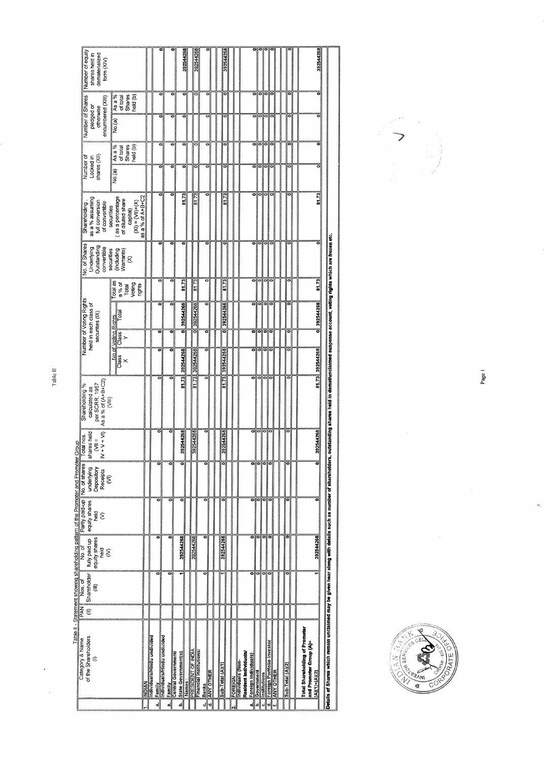Table II - Statement showing shareholding pattern of the Promoter and Promoter Group

| | Category & Name of the Shareholders (I) | PAN (II) | Nos. of Shareholder (III) | No. of fully paid up equity shares held (IV) | Partly paid-up equity shares held (V) | No. of shares underlying Depository Receipts (VI) | Total nos. shares held (VII = IV + V + VI) | Shareholding % calculated as per SCRR, 1957 As a % of (A+B+C2) (VIII) | Number of Voting Rights held in each class of securities (IX) | | | | No. of Shares Underlying Outstanding convertible securities (including Warrants) (X) | Shareholding as a % assuming full conversion of convertible securities (as a percentage of diluted share capital) (XI) = (VII)+(X) as a % of A+B+C2 | Number of Locked in shares (XII) | | Number of Shares pledged or otherwise encumbered (XIII) | | Number of equity shares held in dematerialized form (XIV) |
|---|---|---|---|---|---|---|---|---|---|---|---|---|---|---|---|---|---|---|---|
| | | | | | | | | | No of Voting Rights | | | Total as a % of Total Voting rights | | | No.(a) | As a % of total Shares held (b) | No.(a) | As a % of total Shares held (b) | |
| | | | | | | | | | Class X | Class Y | Total | | | | | | | | |
| 1 | INDIAN | | | | | | | | | | | | | | | | | | |
| a. | Individuals/Hindu undivided Family | | 0 | 0 | 0 | 0 | 0 | 0 | 0 | 0 | 0 | 0 | 0 | 0 | 0 | 0 | 0 | 0 | 0 |
| b. | Central Government/ State Government(s) | | 1 | 392544268 | 0 | 0 | 392544268 | 81.73 | 392544268 | 0 | 392544268 | 81.73 | 0 | 81.73 | 0 | 0 | 0 | 0 | 392544268 |
| | Names : | | | | | | | | | | | | | | | | | | |
| | PRESIDENT OF INDIA | | | 392544268 | | | 392544268 | 81.73 | 392544268 | 0 | 392544268 | 81.73 | | 81.73 | 0 | 0 | | 0 | 392544268 |
| c. | Financial Institutions/ Banks | | 0 | 0 | 0 | 0 | 0 | 0 | 0 | 0 | 0 | 0 | 0 | 0 | 0 | 0 | 0 | 0 | 0 |
| d. | ANY OTHER | | | | | | | | | | | | | | | | | | |
| | Sub-Total (A)(1) | | 1 | 392544268 | 0 | 0 | 392544268 | 81.73 | 392544268 | 0 | 392544268 | 81.73 | 0 | 81.73 | 0 | 0 | 0 | 0 | 392544268 |
| 2 | FOREIGN | | | | | | | | | | | | | | | | | | |
| a. | Individuals (Non-Resident Individuals/ Foreign Individuals) | | 0 | 0 | 0 | 0 | 0 | 0 | 0 | 0 | 0 | 0 | 0 | 0 | 0 | 0 | 0 | 0 | 0 |
| b. | Government | | 0 | 0 | 0 | 0 | 0 | 0 | 0 | 0 | 0 | 0 | 0 | 0 | 0 | 0 | 0 | 0 | 0 |
| c. | Institutions | | 0 | 0 | 0 | 0 | 0 | 0 | 0 | 0 | 0 | 0 | 0 | 0 | 0 | 0 | 0 | 0 | 0 |
| d. | Foreign Portfolio Investor | | 0 | 0 | 0 | 0 | 0 | 0 | 0 | 0 | 0 | 0 | 0 | 0 | 0 | 0 | 0 | 0 | 0 |
| f. | ANY OTHER | | | | | | | | | | | | | | | | | | |
| | Sub-Total (A)(2) | | 0 | 0 | 0 | 0 | 0 | 0 | 0 | 0 | 0 | 0 | 0 | 0 | 0 | 0 | 0 | 0 | 0 |
| | Total Shareholding of Promoter and Promoter Group (A)= (A)(1)+(A)(2) | | 1 | 392544268 | 0 | 0 | 392544268 | 81.73 | 392544268 | 0 | 392544268 | 81.73 | 0 | 81.73 | 0 | 0 | 0 | 0 | 392544268 |

Details of Shares which remain unclaimed may be given hear along with details such as number of shareholders, outstanding shares held in demat/unclaimed suspense account, voting rights which are frozen etc.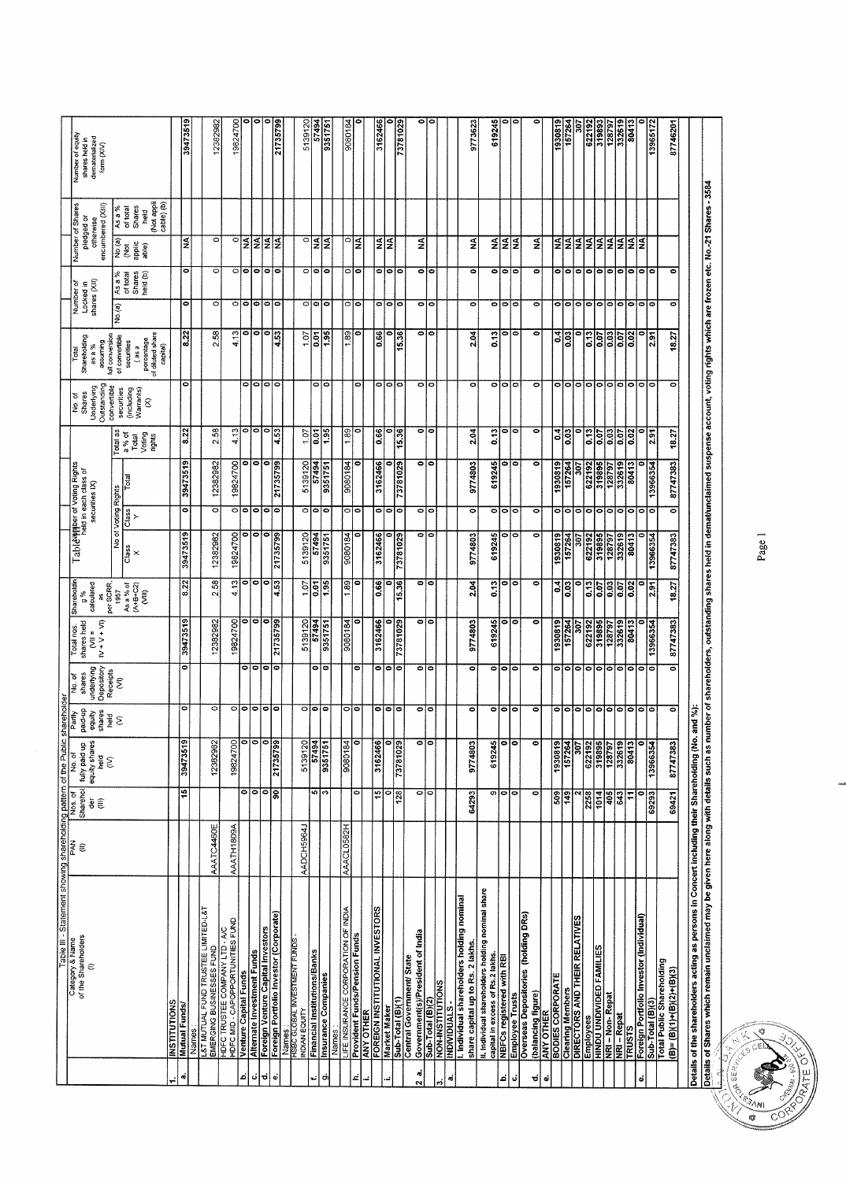Table III - Statement showing shareholding pattern of the Public shareholder

| | Category & Name of the Shareholders (I) | PAN (II) | Nos. of Shareholder (III) | No. of fully paid up equity shares held (IV) | Partly paid-up equity shares held (V) | No. of shares underlying Depository Receipts (VI) | Total nos. shares held (VII = IV + V + VI) | Shareholding % calculated as per SCRR, 1957 As a % of (A+B+C2) (VIII) | Number of Voting Rights held in each class of securities (IX) | | | | No. of Shares Underlying Outstanding convertible securities (including Warrants) (X) | Total Shareholding as a % assuming full conversion of convertible securities (as a percentage of diluted share capital) | Number of Locked in shares (XII) | | Number of Shares pledged or otherwise encumbered (XIII) | | Number of equity shares held in dematerialized form (XIV) |
|---|---|---|---|---|---|---|---|---|---|---|---|---|---|---|---|---|---|---|---|
| | | | | | | | | | No of Voting Rights | | | Total as a % of Total Voting rights | | | No.(a) | As a % of total Shares held (b) | No.(a) (Not applicable) | As a % of total Shares held (Not applicable) (b) | |
| | | | | | | | | | Class X | Class Y | Total | | | | | | | | |
| 1. | INSTITUTIONS | | | | | | | | | | | | | | | | | | |
| a. | Mutual Funds/ | | 15 | 39473519 | 0 | 0 | 39473519 | 8.22 | 39473519 | 0 | 39473519 | 8.22 | 0 | 8.22 | 0 | 0 | NA | | 39473519 |
| | Names : | | | | | | | | | | | | | | | | | | |
| | L&T MUTUAL FUND TRUSTEE LIMITED-L&T EMERGING BUSINESSES FUND | AAACL4460E | | 12382982 | 0 | | 12382982 | 2.58 | 12382982 | 0 | 12382982 | 2.58 | | 2.58 | 0 | 0 | 0 | | 12382982 |
| | HDFC TRUSTEE COMPANY LTD - A/C HDFC MID - CAPOPPORTUNITIES FUND | AAATH1809A | | 19824700 | 0 | | 19824700 | 4.13 | 19824700 | 0 | 19824700 | 4.13 | | 4.13 | 0 | 0 | 0 | | 19824700 |
| b. | Venture Capital Funds | | 0 | 0 | 0 | 0 | 0 | 0 | 0 | 0 | 0 | 0 | 0 | 0 | 0 | 0 | NA | | 0 |
| c. | Alternate Investment Funds | | 0 | 0 | 0 | 0 | 0 | 0 | 0 | 0 | 0 | 0 | 0 | 0 | 0 | 0 | NA | | 0 |
| d. | Foreign Venture Capital Investors | | 0 | 0 | 0 | 0 | 0 | 0 | 0 | 0 | 0 | 0 | 0 | 0 | 0 | 0 | NA | | 0 |
| e. | Foreign Portfolio Investor (Corporate) | | 90 | 21735799 | 0 | 0 | 21735799 | 4.53 | 21735799 | 0 | 21735799 | 4.53 | 0 | 4.53 | 0 | 0 | NA | | 21735799 |
| | Names : | | | | | | | | | | | | | | | | | | |
| | HSBC GLOBAL INVESTMENT FUNDS - INDIAN EQUITY | AADCH5964J | | 5139120 | 0 | | 5139120 | 1.07 | 5139120 | 0 | 5139120 | 1.07 | | 1.07 | 0 | 0 | 0 | | 5139120 |
| f. | Financial Institutions/Banks | | 5 | 57494 | 0 | 0 | 57494 | 0.01 | 57494 | 0 | 57494 | 0.01 | 0 | 0.01 | 0 | 0 | NA | | 57494 |
| g. | Insurance Companies | | 3 | 9351751 | 0 | 0 | 9351751 | 1.95 | 9351751 | 0 | 9351751 | 1.95 | 0 | 1.95 | 0 | 0 | NA | | 9351751 |
| | Names : | | | | | | | | | | | | | | | | | | |
| | LIFE INSURANCE CORPORATION OF INDIA | AAACL0582H | | 9080184 | 0 | | 9080184 | 1.89 | 9080184 | 0 | 9080184 | 1.89 | | 1.89 | 0 | 0 | 0 | | 9080184 |
| h. | Provident Funds/Pension Funds | | 0 | 0 | 0 | 0 | 0 | 0 | 0 | 0 | 0 | 0 | 0 | 0 | 0 | 0 | NA | | 0 |
| i. | ANY OTHER | | | | | | | | | | | | | | | | | | |
| | FOREIGN INSTITUTIONAL INVESTORS | | 15 | 3162466 | 0 | 0 | 3162466 | 0.66 | 3162466 | 0 | 3162466 | 0.66 | 0 | 0.66 | 0 | 0 | NA | | 3162466 |
| i. | Market Maker | | 0 | 0 | 0 | 0 | 0 | 0 | 0 | 0 | 0 | 0 | 0 | 0 | 0 | 0 | NA | | 0 |
| | Sub-Total (B)(1) | | 128 | 73781029 | 0 | 0 | 73781029 | 15.36 | 73781029 | 0 | 73781029 | 15.36 | 0 | 15.36 | 0 | 0 | | | 73781029 |
| 2 a. | Central Government/ State Government(s)/President of India | | 0 | 0 | 0 | 0 | 0 | 0 | 0 | 0 | 0 | 0 | 0 | 0 | 0 | 0 | NA | | 0 |
| | Sub-Total (B)(2) | | 0 | 0 | 0 | 0 | 0 | 0 | 0 | 0 | 0 | 0 | 0 | 0 | 0 | 0 | | | 0 |
| 3. | NON-INSTITUTIONS | | | | | | | | | | | | | | | | | | |
| a. | INDIVIDUALS - | | | | | | | | | | | | | | | | | | |
| | I. Individual shareholders holding nominal share capital up to Rs. 2 lakhs. | | 64293 | 9774803 | 0 | 0 | 9774803 | 2.04 | 9774803 | 0 | 9774803 | 2.04 | 0 | 2.04 | 0 | 0 | NA | | 9773623 |
| | II. Individual shareholders holding nominal share capital in excess of Rs.2 lakhs. | | 9 | 619245 | 0 | 0 | 619245 | 0.13 | 619245 | 0 | 619245 | 0.13 | 0 | 0.13 | 0 | 0 | NA | | 619245 |
| b. | NBFCs registered with RBI | | 0 | 0 | 0 | 0 | 0 | 0 | 0 | 0 | 0 | 0 | 0 | 0 | 0 | 0 | NA | | 0 |
| c. | Employee Trusts | | 0 | 0 | 0 | 0 | 0 | 0 | 0 | 0 | 0 | 0 | 0 | 0 | 0 | 0 | NA | | 0 |
| d. | Overseas Depositories (holding DRs) (balancing figure) | | 0 | 0 | 0 | 0 | 0 | 0 | 0 | 0 | 0 | 0 | 0 | 0 | 0 | 0 | NA | | 0 |
| e. | ANY OTHER | | | | | | | | | | | | | | | | | | |
| | BODIES CORPORATE | | 509 | 1930819 | 0 | 0 | 1930819 | 0.4 | 1930819 | 0 | 1930819 | 0.4 | 0 | 0.4 | 0 | 0 | NA | | 1930819 |
| | Clearing Members | | 149 | 157264 | 0 | 0 | 157264 | 0.03 | 157264 | 0 | 157264 | 0.03 | 0 | 0.03 | 0 | 0 | NA | | 157264 |
| | DIRECTORS AND THEIR RELATIVES | | 2 | 307 | 0 | 0 | 307 | 0 | 307 | 0 | 307 | 0 | 0 | 0 | 0 | 0 | NA | | 307 |
| | Employees | | 2258 | 622192 | 0 | 0 | 622192 | 0.13 | 622192 | 0 | 622192 | 0.13 | 0 | 0.13 | 0 | 0 | NA | | 622192 |
| | HINDU UNDIVIDED FAMILIES | | 1014 | 319895 | 0 | 0 | 319895 | 0.07 | 319895 | 0 | 319895 | 0.07 | 0 | 0.07 | 0 | 0 | NA | | 319893 |
| | NRI – Non- Repat | | 405 | 128797 | 0 | 0 | 128797 | 0.03 | 128797 | 0 | 128797 | 0.03 | 0 | 0.03 | 0 | 0 | NA | | 128797 |
| | NRI – Repat | | 643 | 332619 | 0 | 0 | 332619 | 0.07 | 332619 | 0 | 332619 | 0.07 | 0 | 0.07 | 0 | 0 | NA | | 332619 |
| | TRUSTS | | 11 | 80413 | 0 | 0 | 80413 | 0.02 | 80413 | 0 | 80413 | 0.02 | 0 | 0.02 | 0 | 0 | NA | | 80413 |
| e. | Foreign Portfolio Investor (Individual) | | 0 | 0 | 0 | 0 | 0 | 0 | 0 | 0 | 0 | 0 | 0 | 0 | 0 | 0 | NA | | 0 |
| | Sub-Total (B)(3) | | 69293 | 13966354 | 0 | 0 | 13966354 | 2.91 | 13966354 | 0 | 13966354 | 2.91 | 0 | 2.91 | 0 | 0 | | | 13965172 |
| | Total Public Shareholding (B)= (B)(1)+(B)(2)+(B)(3) | | 69421 | 87747383 | 0 | 0 | 87747383 | 18.27 | 87747383 | 0 | 87747383 | 18.27 | 0 | 18.27 | 0 | 0 | | | 87746201 |

Details of the shareholders acting as persons in Concert including their Shareholding (No. and %):

Details of Shares which remain unclaimed may be given here along with details such as number of shareholders, outstanding shares held in demat/unclaimed suspense account, voting rights which are frozen etc. No.-21 Shares - 3584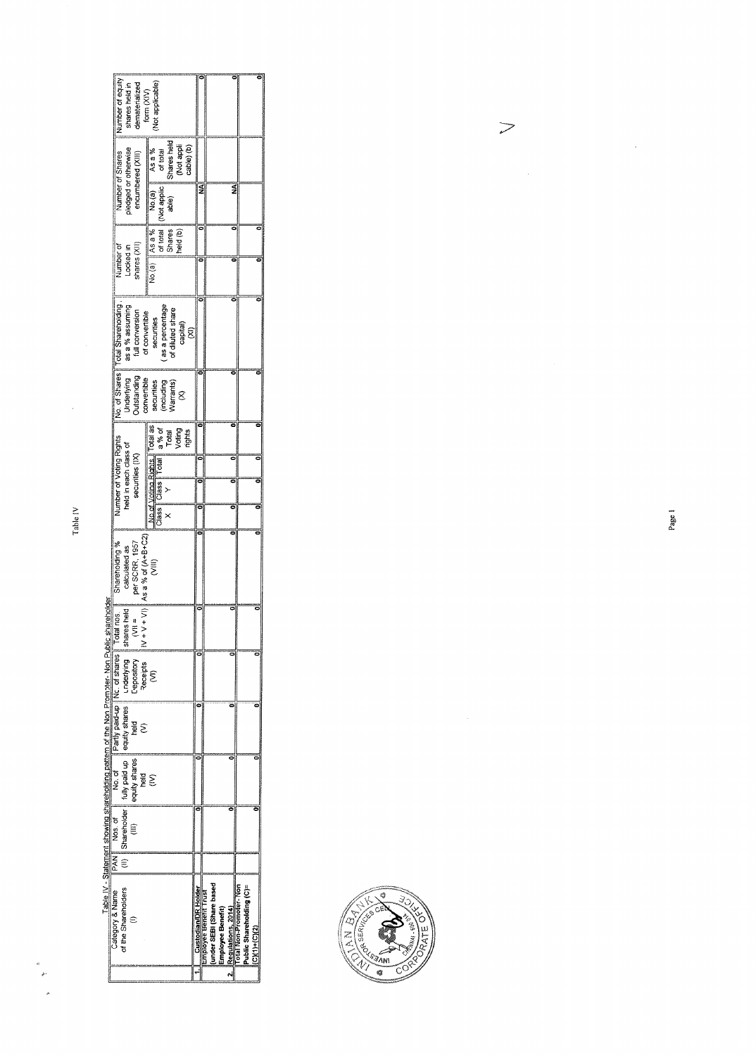Table IV

Table IV - Statement showing shareholding pattern of the Non Promoter- Non Public shareholder

| | Category & Name of the Shareholders (I) | PAN (II) | Nos. of Shareholder (III) | No. of fully paid up equity shares held (IV) | Partly paid-up equity shares held (V) | No. of shares Underlying Depository Receipts (VI) | Total nos. shares held (VII = IV + V + VI) | Shareholding % calculated as per SCRR, 1957 As a % of (A+B+C2) (VIII) | Number of Voting Rights held in each class of securities (IX) | | | | No. of Shares Underlying Outstanding convertible securities (including Warrants) (X) | Total Shareholding , as a % assuming full conversion of convertible securities ( as a percentage of diluted share capital) (XI) | Number of Locked in shares (XII) | | Number of Shares pledged or otherwise encumbered (XIII) | | Number of equity shares held in dematerialized form (XIV) (Not applicable) |
|---|---|---|---|---|---|---|---|---|---|---|---|---|---|---|---|---|---|---|---|
| | | | | | | | | | No of Voting Rights | | | Total as a % of Total Voting rights | | | No. (a) | As a % of total Shares held (b) | No. (a) (Not applicable) | As a % of total Shares held (Not applicable) (b) | |
| | | | | | | | | | Class X | Class Y | Total | | | | | | | | |
| 1. | Custodian/DR Holder | | 0 | 0 | 0 | 0 | 0 | 0 | 0 | 0 | 0 | 0 | 0 | 0 | 0 | 0 | NA | | 0 |
| 2. | Employee Benefit Trust (under SEBI (Share based Employee Benefit) Regulations, 2014) | | 0 | 0 | 0 | 0 | 0 | 0 | 0 | 0 | 0 | 0 | 0 | 0 | 0 | 0 | NA | | 0 |
| | Total Non-Promoter- Non Public Shareholding (C)= (C)(1)+(C)(2) | | 0 | 0 | 0 | 0 | 0 | 0 | 0 | 0 | 0 | 0 | 0 | 0 | 0 | 0 | | | 0 |